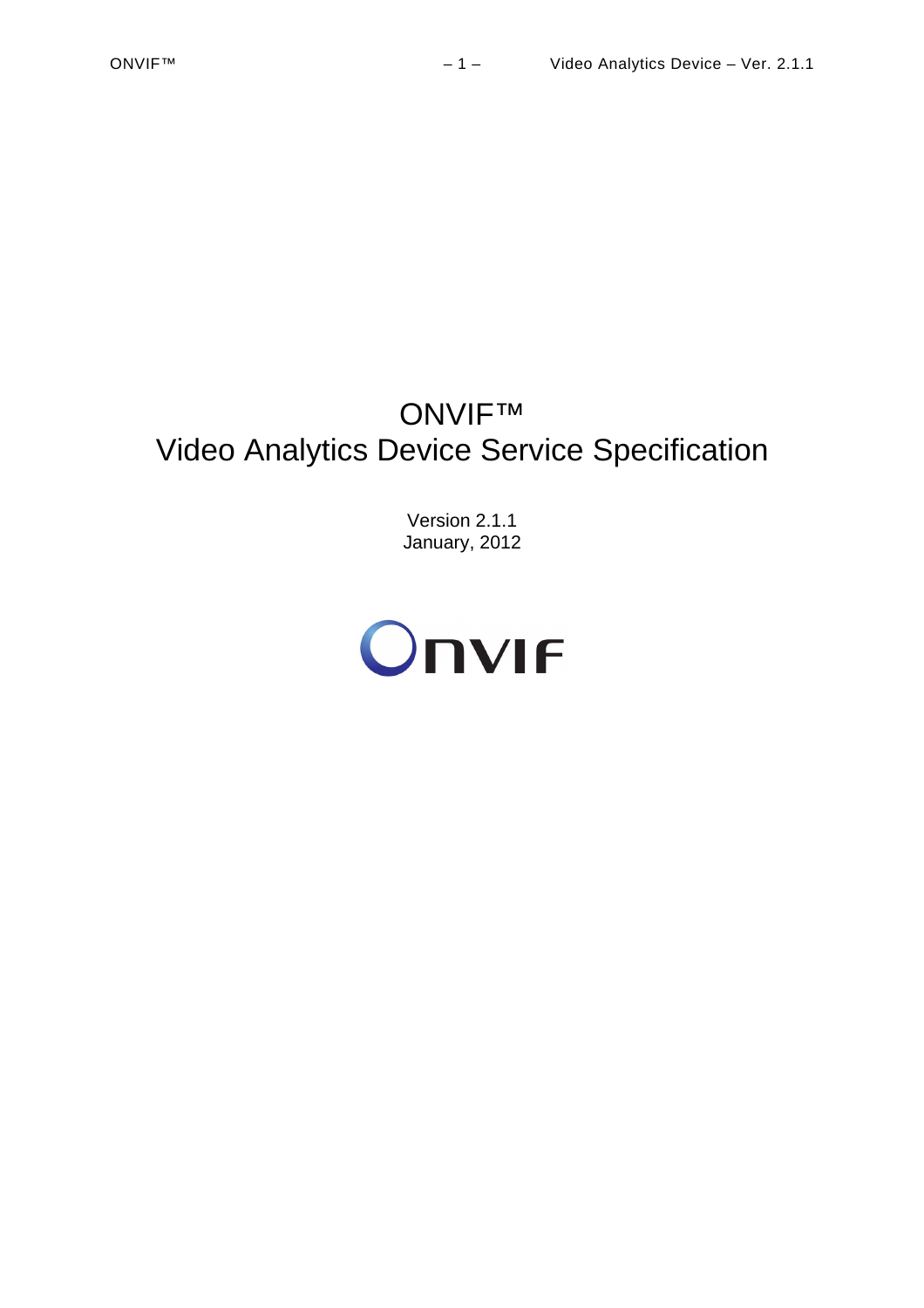# ONVIF™
# Video Analytics Device Service Specification

Version 2.1.1
January, 2012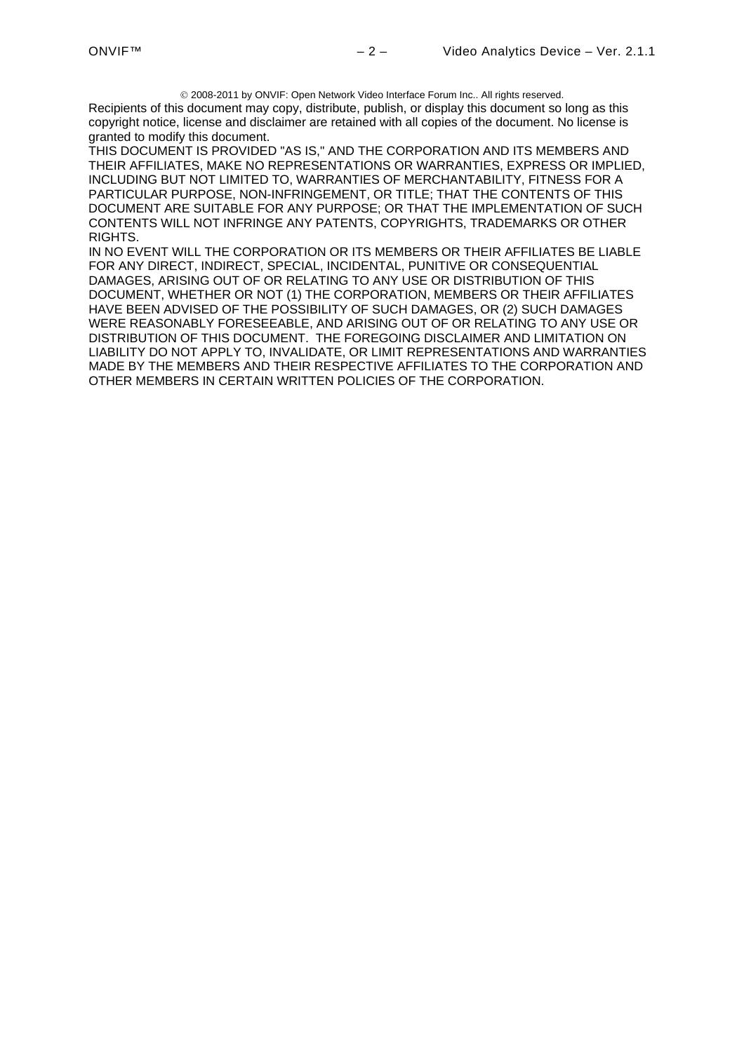© 2008-2011 by ONVIF: Open Network Video Interface Forum Inc.. All rights reserved.

Recipients of this document may copy, distribute, publish, or display this document so long as this copyright notice, license and disclaimer are retained with all copies of the document. No license is granted to modify this document.

THIS DOCUMENT IS PROVIDED "AS IS," AND THE CORPORATION AND ITS MEMBERS AND THEIR AFFILIATES, MAKE NO REPRESENTATIONS OR WARRANTIES, EXPRESS OR IMPLIED, INCLUDING BUT NOT LIMITED TO, WARRANTIES OF MERCHANTABILITY, FITNESS FOR A PARTICULAR PURPOSE, NON-INFRINGEMENT, OR TITLE; THAT THE CONTENTS OF THIS DOCUMENT ARE SUITABLE FOR ANY PURPOSE; OR THAT THE IMPLEMENTATION OF SUCH CONTENTS WILL NOT INFRINGE ANY PATENTS, COPYRIGHTS, TRADEMARKS OR OTHER RIGHTS.

IN NO EVENT WILL THE CORPORATION OR ITS MEMBERS OR THEIR AFFILIATES BE LIABLE FOR ANY DIRECT, INDIRECT, SPECIAL, INCIDENTAL, PUNITIVE OR CONSEQUENTIAL DAMAGES, ARISING OUT OF OR RELATING TO ANY USE OR DISTRIBUTION OF THIS DOCUMENT, WHETHER OR NOT (1) THE CORPORATION, MEMBERS OR THEIR AFFILIATES HAVE BEEN ADVISED OF THE POSSIBILITY OF SUCH DAMAGES, OR (2) SUCH DAMAGES WERE REASONABLY FORESEEABLE, AND ARISING OUT OF OR RELATING TO ANY USE OR DISTRIBUTION OF THIS DOCUMENT. THE FOREGOING DISCLAIMER AND LIMITATION ON LIABILITY DO NOT APPLY TO, INVALIDATE, OR LIMIT REPRESENTATIONS AND WARRANTIES MADE BY THE MEMBERS AND THEIR RESPECTIVE AFFILIATES TO THE CORPORATION AND OTHER MEMBERS IN CERTAIN WRITTEN POLICIES OF THE CORPORATION.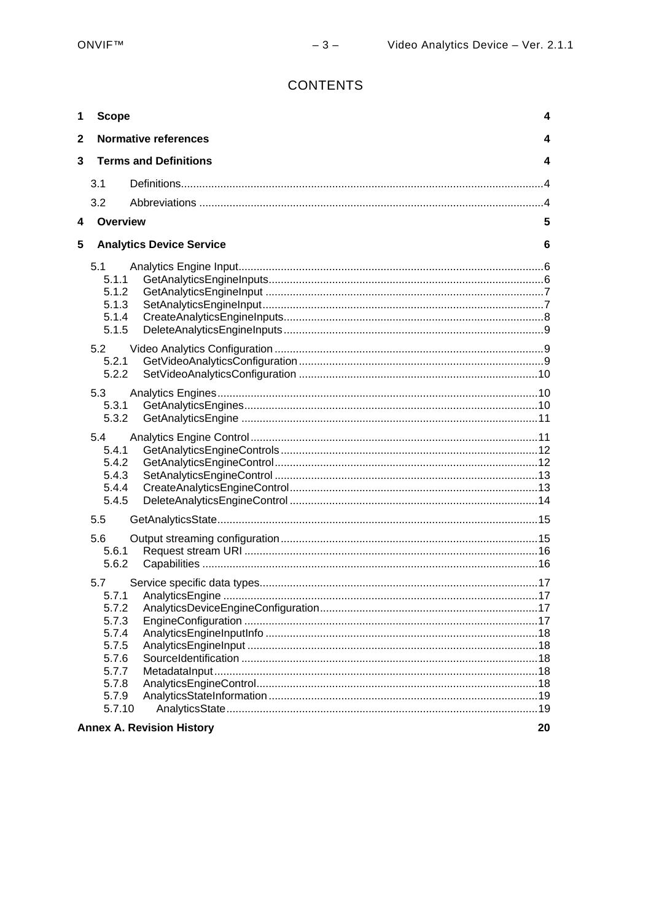# CONTENTS

**1 Scope** **4**

**2 Normative references** **4**

**3 Terms and Definitions** **4**

- 3.1 Definitions ....................................................................... 4
- 3.2 Abbreviations ................................................................... 4

**4 Overview** **5**

**5 Analytics Device Service** **6**

- 5.1 Analytics Engine Input ....................................................... 6
  - 5.1.1 GetAnalyticsEngineInputs ............................................ 6
  - 5.1.2 GetAnalyticsEngineInput .............................................. 7
  - 5.1.3 SetAnalyticsEngineInput ............................................... 7
  - 5.1.4 CreateAnalyticsEngineInputs ........................................ 8
  - 5.1.5 DeleteAnalyticsEngineInputs ........................................ 9
- 5.2 Video Analytics Configuration ........................................... 9
  - 5.2.1 GetVideoAnalyticsConfiguration .................................... 9
  - 5.2.2 SetVideoAnalyticsConfiguration .................................... 10
- 5.3 Analytics Engines ............................................................ 10
  - 5.3.1 GetAnalyticsEngines .................................................... 10
  - 5.3.2 GetAnalyticsEngine ..................................................... 11
- 5.4 Analytics Engine Control .................................................. 11
  - 5.4.1 GetAnalyticsEngineControls ......................................... 12
  - 5.4.2 GetAnalyticsEngineControl ........................................... 12
  - 5.4.3 SetAnalyticsEngineControl ........................................... 13
  - 5.4.4 CreateAnalyticsEngineControl ...................................... 13
  - 5.4.5 DeleteAnalyticsEngineControl ....................................... 14
- 5.5 GetAnalyticsState ............................................................ 15
- 5.6 Output streaming configuration ......................................... 15
  - 5.6.1 Request stream URI .................................................... 16
  - 5.6.2 Capabilities ................................................................ 16
- 5.7 Service specific data types ............................................... 17
  - 5.7.1 AnalyticsEngine .......................................................... 17
  - 5.7.2 AnalyticsDeviceEngineConfiguration ............................. 17
  - 5.7.3 EngineConfiguration .................................................... 17
  - 5.7.4 AnalyticsEngineInputInfo ............................................. 18
  - 5.7.5 AnalyticsEngineInput ................................................... 18
  - 5.7.6 SourceIdentification ..................................................... 18
  - 5.7.7 MetadataInput ............................................................. 18
  - 5.7.8 AnalyticsEngineControl ................................................ 18
  - 5.7.9 AnalyticsStateInformation ............................................ 19
  - 5.7.10 AnalyticsState ........................................................... 19

**Annex A. Revision History** **20**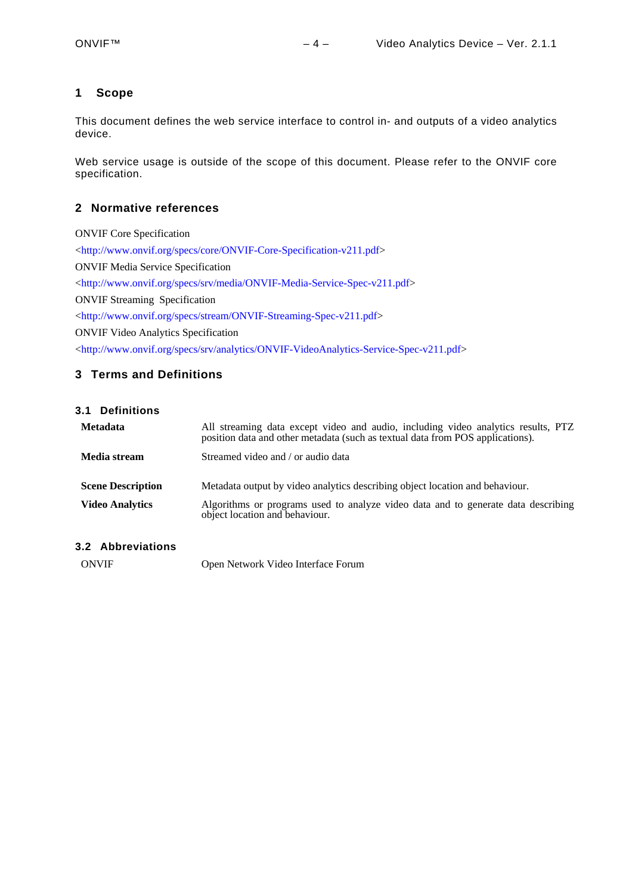# 1 Scope

This document defines the web service interface to control in- and outputs of a video analytics device.

Web service usage is outside of the scope of this document. Please refer to the ONVIF core specification.

# 2 Normative references

ONVIF Core Specification

<http://www.onvif.org/specs/core/ONVIF-Core-Specification-v211.pdf>

ONVIF Media Service Specification

<http://www.onvif.org/specs/srv/media/ONVIF-Media-Service-Spec-v211.pdf>

ONVIF Streaming Specification

<http://www.onvif.org/specs/stream/ONVIF-Streaming-Spec-v211.pdf>

ONVIF Video Analytics Specification

<http://www.onvif.org/specs/srv/analytics/ONVIF-VideoAnalytics-Service-Spec-v211.pdf>

# 3 Terms and Definitions

## 3.1 Definitions

| | |
|---|---|
| **Metadata** | All streaming data except video and audio, including video analytics results, PTZ position data and other metadata (such as textual data from POS applications). |
| **Media stream** | Streamed video and / or audio data |
| **Scene Description** | Metadata output by video analytics describing object location and behaviour. |
| **Video Analytics** | Algorithms or programs used to analyze video data and to generate data describing object location and behaviour. |

## 3.2 Abbreviations

| | |
|---|---|
| ONVIF | Open Network Video Interface Forum |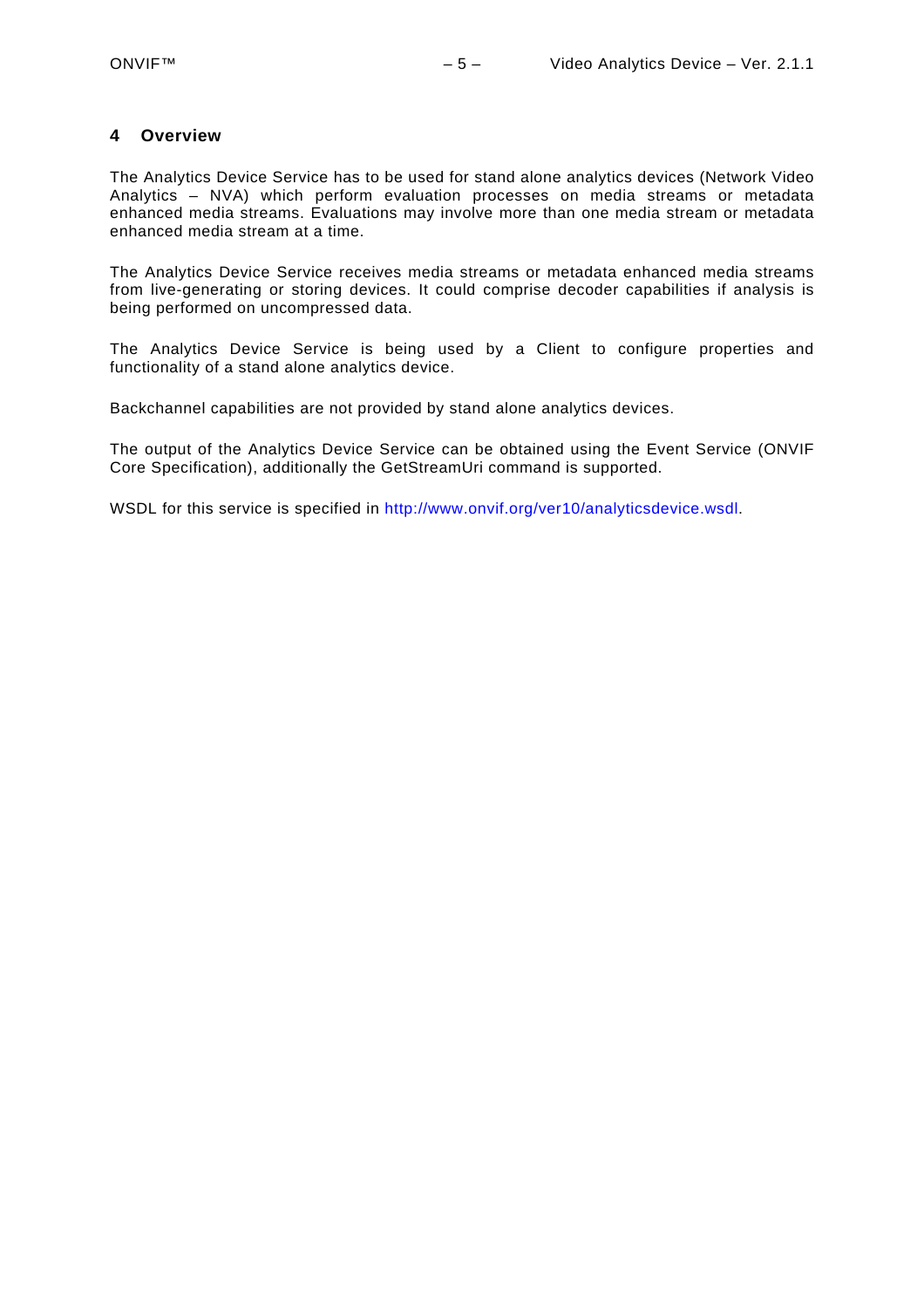# 4 Overview

The Analytics Device Service has to be used for stand alone analytics devices (Network Video Analytics – NVA) which perform evaluation processes on media streams or metadata enhanced media streams. Evaluations may involve more than one media stream or metadata enhanced media stream at a time.

The Analytics Device Service receives media streams or metadata enhanced media streams from live-generating or storing devices. It could comprise decoder capabilities if analysis is being performed on uncompressed data.

The Analytics Device Service is being used by a Client to configure properties and functionality of a stand alone analytics device.

Backchannel capabilities are not provided by stand alone analytics devices.

The output of the Analytics Device Service can be obtained using the Event Service (ONVIF Core Specification), additionally the GetStreamUri command is supported.

WSDL for this service is specified in http://www.onvif.org/ver10/analyticsdevice.wsdl.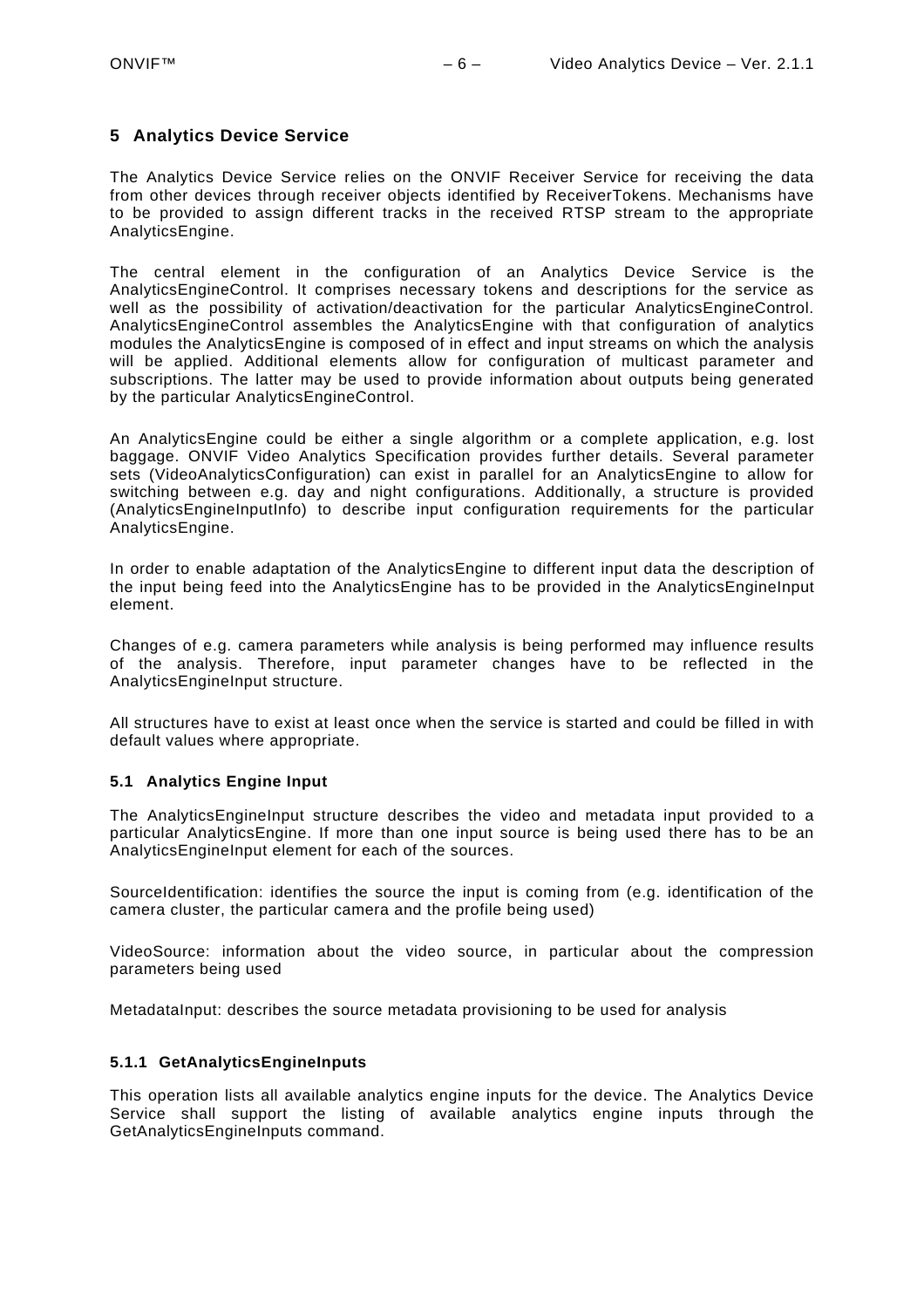## 5 Analytics Device Service

The Analytics Device Service relies on the ONVIF Receiver Service for receiving the data from other devices through receiver objects identified by ReceiverTokens. Mechanisms have to be provided to assign different tracks in the received RTSP stream to the appropriate AnalyticsEngine.

The central element in the configuration of an Analytics Device Service is the AnalyticsEngineControl. It comprises necessary tokens and descriptions for the service as well as the possibility of activation/deactivation for the particular AnalyticsEngineControl. AnalyticsEngineControl assembles the AnalyticsEngine with that configuration of analytics modules the AnalyticsEngine is composed of in effect and input streams on which the analysis will be applied. Additional elements allow for configuration of multicast parameter and subscriptions. The latter may be used to provide information about outputs being generated by the particular AnalyticsEngineControl.

An AnalyticsEngine could be either a single algorithm or a complete application, e.g. lost baggage. ONVIF Video Analytics Specification provides further details. Several parameter sets (VideoAnalyticsConfiguration) can exist in parallel for an AnalyticsEngine to allow for switching between e.g. day and night configurations. Additionally, a structure is provided (AnalyticsEngineInputInfo) to describe input configuration requirements for the particular AnalyticsEngine.

In order to enable adaptation of the AnalyticsEngine to different input data the description of the input being feed into the AnalyticsEngine has to be provided in the AnalyticsEngineInput element.

Changes of e.g. camera parameters while analysis is being performed may influence results of the analysis. Therefore, input parameter changes have to be reflected in the AnalyticsEngineInput structure.

All structures have to exist at least once when the service is started and could be filled in with default values where appropriate.

### 5.1 Analytics Engine Input

The AnalyticsEngineInput structure describes the video and metadata input provided to a particular AnalyticsEngine. If more than one input source is being used there has to be an AnalyticsEngineInput element for each of the sources.

SourceIdentification: identifies the source the input is coming from (e.g. identification of the camera cluster, the particular camera and the profile being used)

VideoSource: information about the video source, in particular about the compression parameters being used

MetadataInput: describes the source metadata provisioning to be used for analysis

#### 5.1.1 GetAnalyticsEngineInputs

This operation lists all available analytics engine inputs for the device. The Analytics Device Service shall support the listing of available analytics engine inputs through the GetAnalyticsEngineInputs command.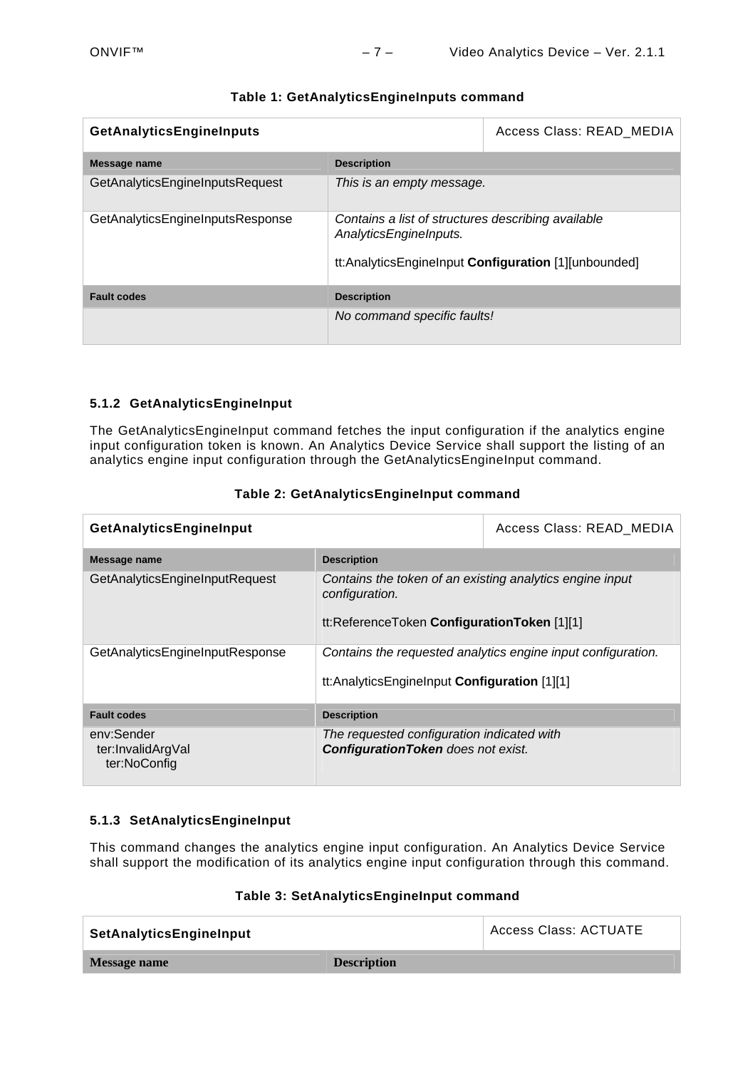**Table 1: GetAnalyticsEngineInputs command**

| **GetAnalyticsEngineInputs** | | Access Class: READ_MEDIA |
|---|---|---|
| **Message name** | **Description** | |
| GetAnalyticsEngineInputsRequest | *This is an empty message.* | |
| GetAnalyticsEngineInputsResponse | *Contains a list of structures describing available AnalyticsEngineInputs.*<br><br>tt:AnalyticsEngineInput **Configuration** [1][unbounded] | |
| **Fault codes** | **Description** | |
| | *No command specific faults!* | |

### 5.1.2 GetAnalyticsEngineInput

The GetAnalyticsEngineInput command fetches the input configuration if the analytics engine input configuration token is known. An Analytics Device Service shall support the listing of an analytics engine input configuration through the GetAnalyticsEngineInput command.

**Table 2: GetAnalyticsEngineInput command**

| **GetAnalyticsEngineInput** | | Access Class: READ_MEDIA |
|---|---|---|
| **Message name** | **Description** | |
| GetAnalyticsEngineInputRequest | *Contains the token of an existing analytics engine input configuration.*<br><br>tt:ReferenceToken **ConfigurationToken** [1][1] | |
| GetAnalyticsEngineInputResponse | *Contains the requested analytics engine input configuration.*<br><br>tt:AnalyticsEngineInput **Configuration** [1][1] | |
| **Fault codes** | **Description** | |
| env:Sender<br>ter:InvalidArgVal<br>ter:NoConfig | *The requested configuration indicated with* ***ConfigurationToken*** *does not exist.* | |

### 5.1.3 SetAnalyticsEngineInput

This command changes the analytics engine input configuration. An Analytics Device Service shall support the modification of its analytics engine input configuration through this command.

**Table 3: SetAnalyticsEngineInput command**

| **SetAnalyticsEngineInput** | | Access Class: ACTUATE |
|---|---|---|
| **Message name** | **Description** | |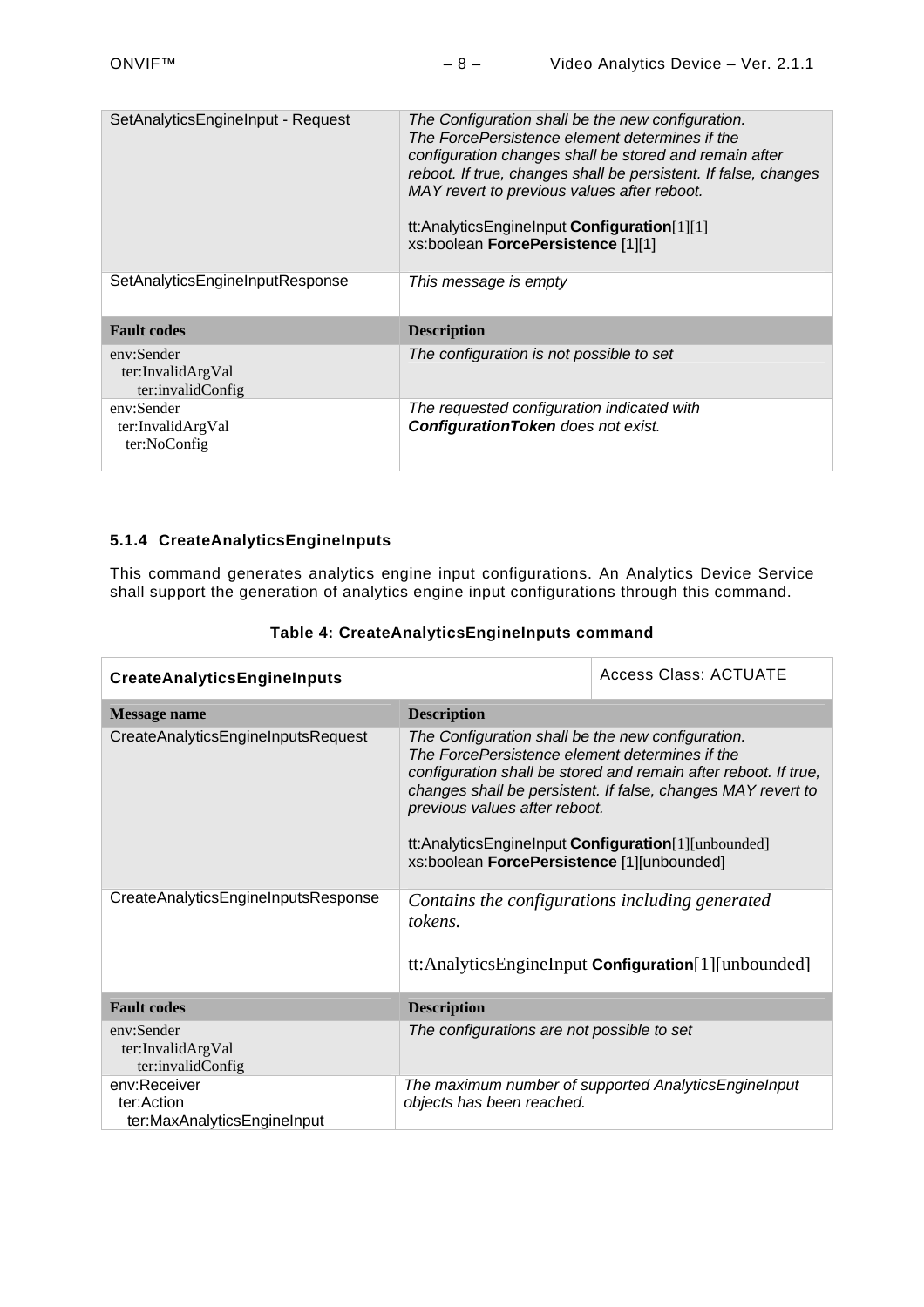| | |
|---|---|
| SetAnalyticsEngineInput - Request | *The Configuration shall be the new configuration.*<br>*The ForcePersistence element determines if the configuration changes shall be stored and remain after reboot. If true, changes shall be persistent. If false, changes MAY revert to previous values after reboot.*<br><br>tt:AnalyticsEngineInput **Configuration**[1][1]<br>xs:boolean **ForcePersistence** [1][1] |
| SetAnalyticsEngineInputResponse | *This message is empty* |
| **Fault codes** | **Description** |
| env:Sender<br>ter:InvalidArgVal<br>ter:invalidConfig | *The configuration is not possible to set* |
| env:Sender<br>ter:InvalidArgVal<br>ter:NoConfig | *The requested configuration indicated with **ConfigurationToken** does not exist.* |

### 5.1.4 CreateAnalyticsEngineInputs

This command generates analytics engine input configurations. An Analytics Device Service shall support the generation of analytics engine input configurations through this command.

**Table 4: CreateAnalyticsEngineInputs command**

| **CreateAnalyticsEngineInputs** | Access Class: ACTUATE |
|---|---|
| **Message name** | **Description** |
| CreateAnalyticsEngineInputsRequest | *The Configuration shall be the new configuration.*<br>*The ForcePersistence element determines if the configuration shall be stored and remain after reboot. If true, changes shall be persistent. If false, changes MAY revert to previous values after reboot.*<br><br>tt:AnalyticsEngineInput **Configuration**[1][unbounded]<br>xs:boolean **ForcePersistence** [1][unbounded] |
| CreateAnalyticsEngineInputsResponse | *Contains the configurations including generated tokens.*<br><br>tt:AnalyticsEngineInput **Configuration**[1][unbounded] |
| **Fault codes** | **Description** |
| env:Sender<br>ter:InvalidArgVal<br>ter:invalidConfig | *The configurations are not possible to set* |
| env:Receiver<br>ter:Action<br>ter:MaxAnalyticsEngineInput | *The maximum number of supported AnalyticsEngineInput objects has been reached.* |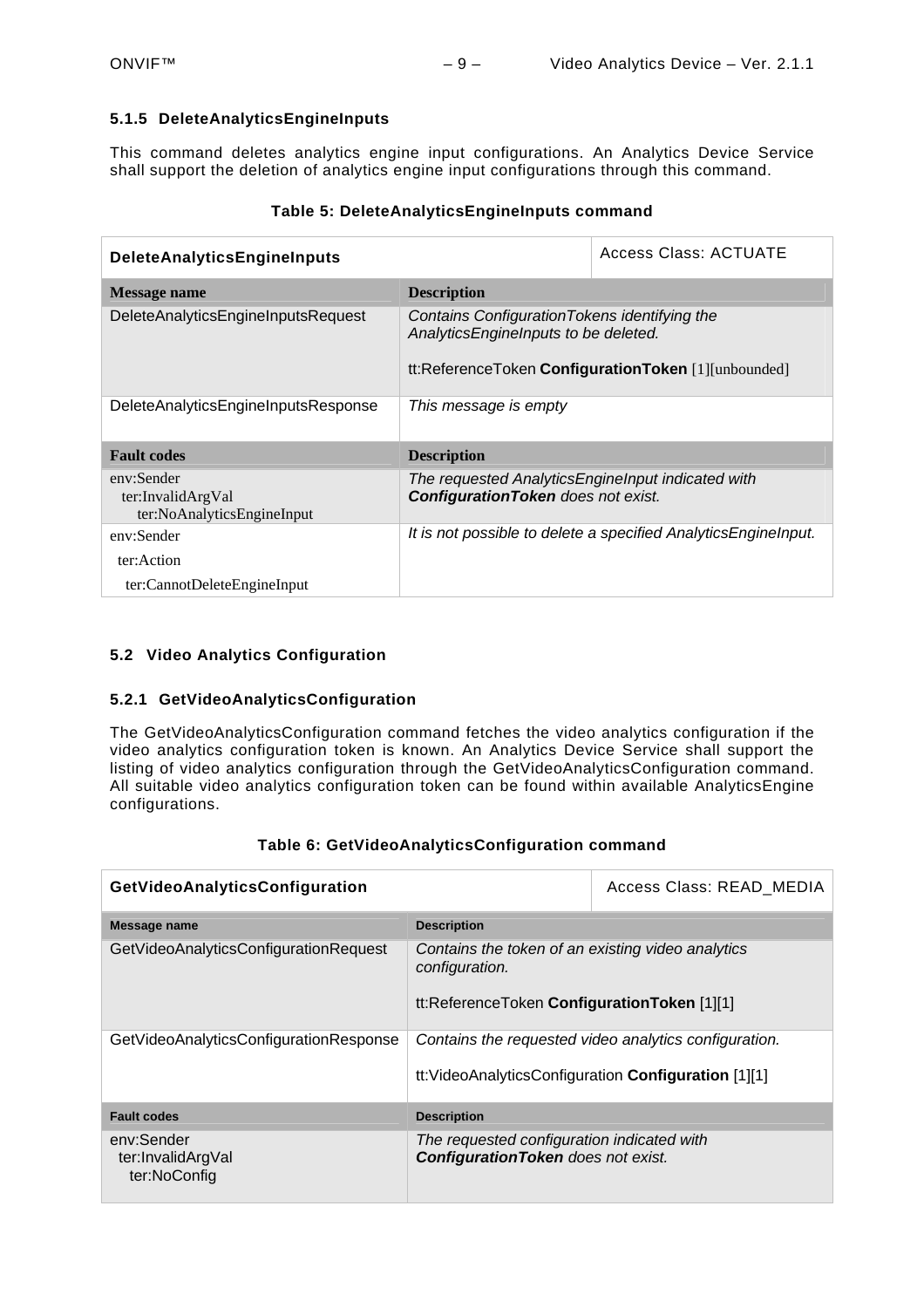### 5.1.5 DeleteAnalyticsEngineInputs

This command deletes analytics engine input configurations. An Analytics Device Service shall support the deletion of analytics engine input configurations through this command.

**Table 5: DeleteAnalyticsEngineInputs command**

| **DeleteAnalyticsEngineInputs** | Access Class: ACTUATE |
|---|---|
| **Message name** | **Description** |
| DeleteAnalyticsEngineInputsRequest | *Contains ConfigurationTokens identifying the AnalyticsEngineInputs to be deleted.*<br><br>tt:ReferenceToken **ConfigurationToken** [1][unbounded] |
| DeleteAnalyticsEngineInputsResponse | *This message is empty* |
| **Fault codes** | **Description** |
| env:Sender<br>ter:InvalidArgVal<br>ter:NoAnalyticsEngineInput | *The requested AnalyticsEngineInput indicated with **ConfigurationToken** does not exist.* |
| env:Sender<br>ter:Action<br>ter:CannotDeleteEngineInput | *It is not possible to delete a specified AnalyticsEngineInput.* |

## 5.2 Video Analytics Configuration

### 5.2.1 GetVideoAnalyticsConfiguration

The GetVideoAnalyticsConfiguration command fetches the video analytics configuration if the video analytics configuration token is known. An Analytics Device Service shall support the listing of video analytics configuration through the GetVideoAnalyticsConfiguration command. All suitable video analytics configuration token can be found within available AnalyticsEngine configurations.

**Table 6: GetVideoAnalyticsConfiguration command**

| **GetVideoAnalyticsConfiguration** | Access Class: READ_MEDIA |
|---|---|
| **Message name** | **Description** |
| GetVideoAnalyticsConfigurationRequest | *Contains the token of an existing video analytics configuration.*<br><br>tt:ReferenceToken **ConfigurationToken** [1][1] |
| GetVideoAnalyticsConfigurationResponse | *Contains the requested video analytics configuration.*<br><br>tt:VideoAnalyticsConfiguration **Configuration** [1][1] |
| **Fault codes** | **Description** |
| env:Sender<br>ter:InvalidArgVal<br>ter:NoConfig | *The requested configuration indicated with **ConfigurationToken** does not exist.* |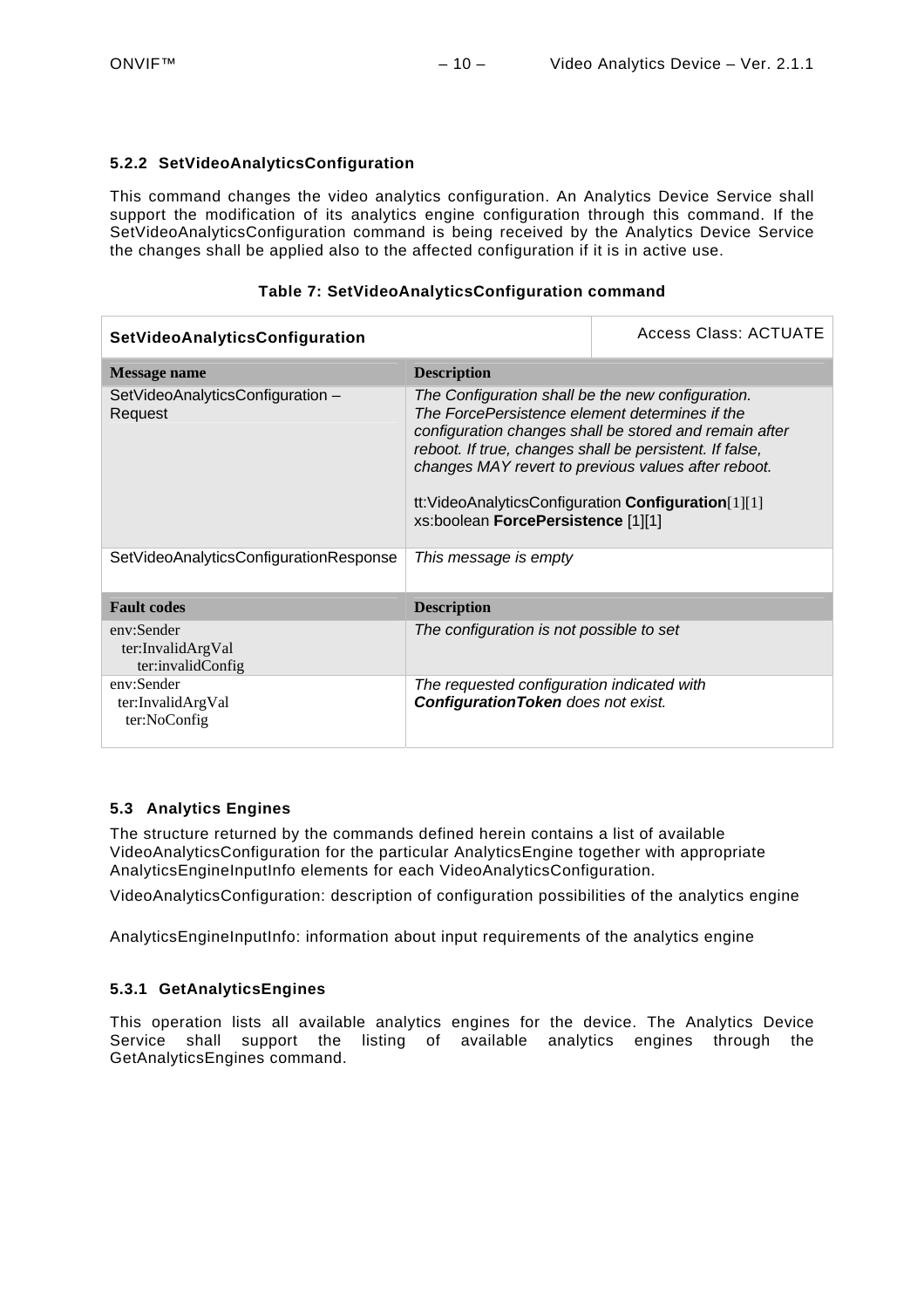### 5.2.2 SetVideoAnalyticsConfiguration

This command changes the video analytics configuration. An Analytics Device Service shall support the modification of its analytics engine configuration through this command. If the SetVideoAnalyticsConfiguration command is being received by the Analytics Device Service the changes shall be applied also to the affected configuration if it is in active use.

**Table 7: SetVideoAnalyticsConfiguration command**

| **SetVideoAnalyticsConfiguration** | Access Class: ACTUATE |
|---|---|
| **Message name** | **Description** |
| SetVideoAnalyticsConfiguration – Request | *The Configuration shall be the new configuration.* *The ForcePersistence element determines if the configuration changes shall be stored and remain after reboot. If true, changes shall be persistent. If false, changes MAY revert to previous values after reboot.* <br><br> tt:VideoAnalyticsConfiguration **Configuration**[1][1] <br> xs:boolean **ForcePersistence** [1][1] |
| SetVideoAnalyticsConfigurationResponse | *This message is empty* |
| **Fault codes** | **Description** |
| env:Sender <br> ter:InvalidArgVal <br> ter:invalidConfig | *The configuration is not possible to set* |
| env:Sender <br> ter:InvalidArgVal <br> ter:NoConfig | *The requested configuration indicated with **ConfigurationToken** does not exist.* |

## 5.3 Analytics Engines

The structure returned by the commands defined herein contains a list of available VideoAnalyticsConfiguration for the particular AnalyticsEngine together with appropriate AnalyticsEngineInputInfo elements for each VideoAnalyticsConfiguration.

VideoAnalyticsConfiguration: description of configuration possibilities of the analytics engine

AnalyticsEngineInputInfo: information about input requirements of the analytics engine

### 5.3.1 GetAnalyticsEngines

This operation lists all available analytics engines for the device. The Analytics Device Service shall support the listing of available analytics engines through the GetAnalyticsEngines command.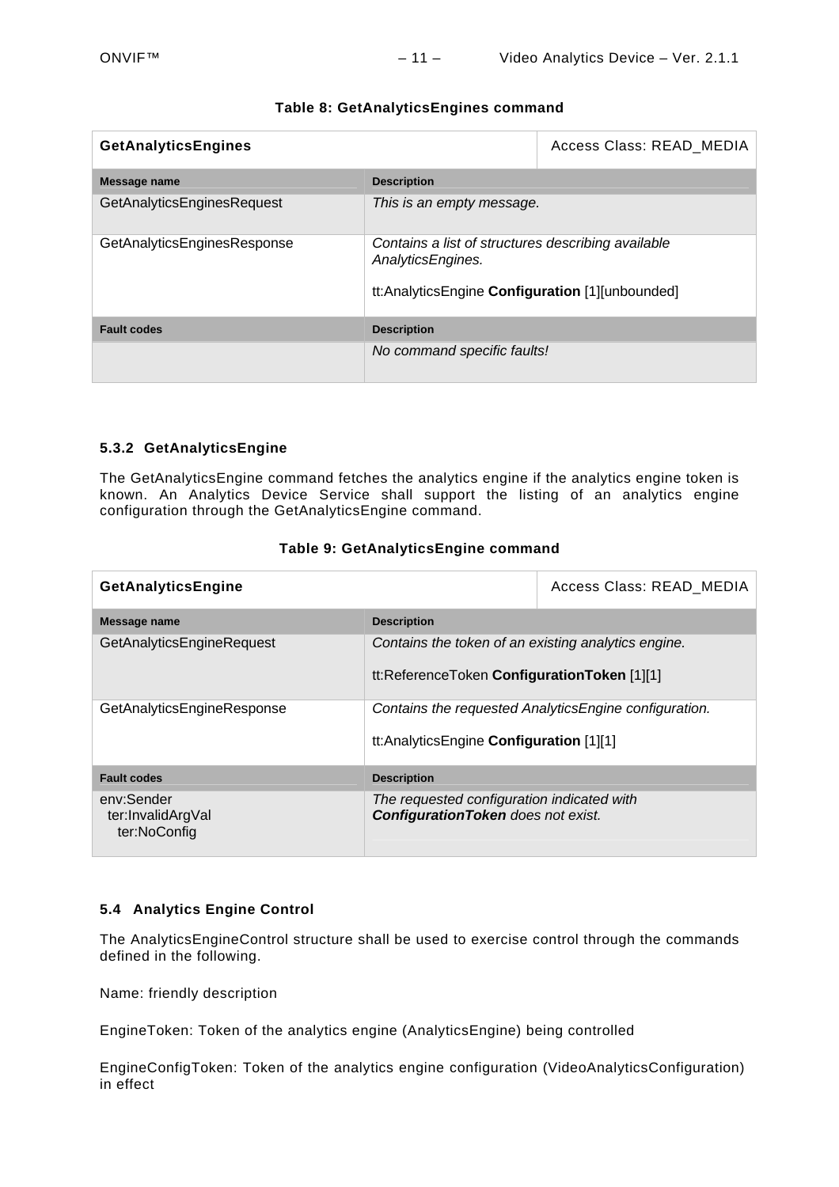**Table 8: GetAnalyticsEngines command**

| **GetAnalyticsEngines** | | Access Class: READ_MEDIA |
|---|---|---|
| **Message name** | **Description** | |
| GetAnalyticsEnginesRequest | *This is an empty message.* | |
| GetAnalyticsEnginesResponse | *Contains a list of structures describing available AnalyticsEngines.*<br><br>tt:AnalyticsEngine **Configuration** [1][unbounded] | |
| **Fault codes** | **Description** | |
| | *No command specific faults!* | |

### 5.3.2 GetAnalyticsEngine

The GetAnalyticsEngine command fetches the analytics engine if the analytics engine token is known. An Analytics Device Service shall support the listing of an analytics engine configuration through the GetAnalyticsEngine command.

**Table 9: GetAnalyticsEngine command**

| **GetAnalyticsEngine** | | Access Class: READ_MEDIA |
|---|---|---|
| **Message name** | **Description** | |
| GetAnalyticsEngineRequest | *Contains the token of an existing analytics engine.*<br><br>tt:ReferenceToken **ConfigurationToken** [1][1] | |
| GetAnalyticsEngineResponse | *Contains the requested AnalyticsEngine configuration.*<br><br>tt:AnalyticsEngine **Configuration** [1][1] | |
| **Fault codes** | **Description** | |
| env:Sender<br>ter:InvalidArgVal<br>ter:NoConfig | *The requested configuration indicated with **ConfigurationToken** does not exist.* | |

## 5.4 Analytics Engine Control

The AnalyticsEngineControl structure shall be used to exercise control through the commands defined in the following.

Name: friendly description

EngineToken: Token of the analytics engine (AnalyticsEngine) being controlled

EngineConfigToken: Token of the analytics engine configuration (VideoAnalyticsConfiguration) in effect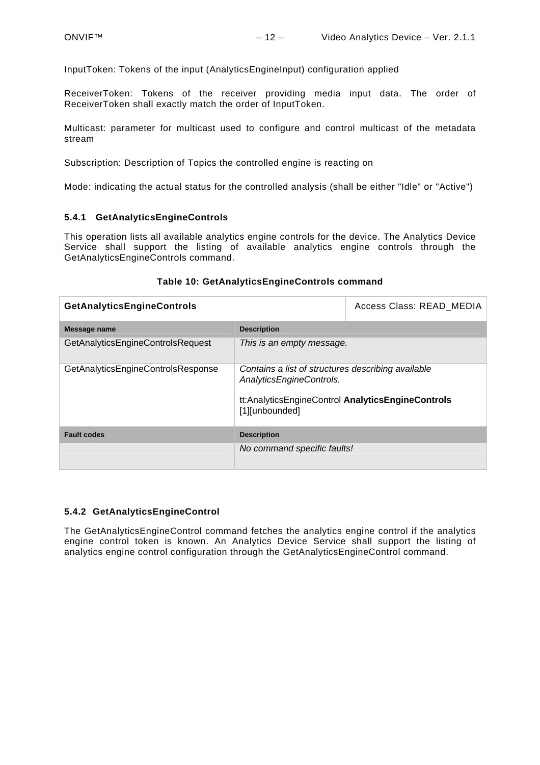InputToken: Tokens of the input (AnalyticsEngineInput) configuration applied

ReceiverToken: Tokens of the receiver providing media input data. The order of ReceiverToken shall exactly match the order of InputToken.

Multicast: parameter for multicast used to configure and control multicast of the metadata stream

Subscription: Description of Topics the controlled engine is reacting on

Mode: indicating the actual status for the controlled analysis (shall be either "Idle" or "Active")

### 5.4.1 GetAnalyticsEngineControls

This operation lists all available analytics engine controls for the device. The Analytics Device Service shall support the listing of available analytics engine controls through the GetAnalyticsEngineControls command.

**Table 10: GetAnalyticsEngineControls command**

| **GetAnalyticsEngineControls** | Access Class: READ_MEDIA |
|---|---|
| **Message name** | **Description** |
| GetAnalyticsEngineControlsRequest | *This is an empty message.* |
| GetAnalyticsEngineControlsResponse | *Contains a list of structures describing available AnalyticsEngineControls.*<br><br>tt:AnalyticsEngineControl **AnalyticsEngineControls** [1][unbounded] |
| **Fault codes** | **Description** |
| | *No command specific faults!* |

### 5.4.2 GetAnalyticsEngineControl

The GetAnalyticsEngineControl command fetches the analytics engine control if the analytics engine control token is known. An Analytics Device Service shall support the listing of analytics engine control configuration through the GetAnalyticsEngineControl command.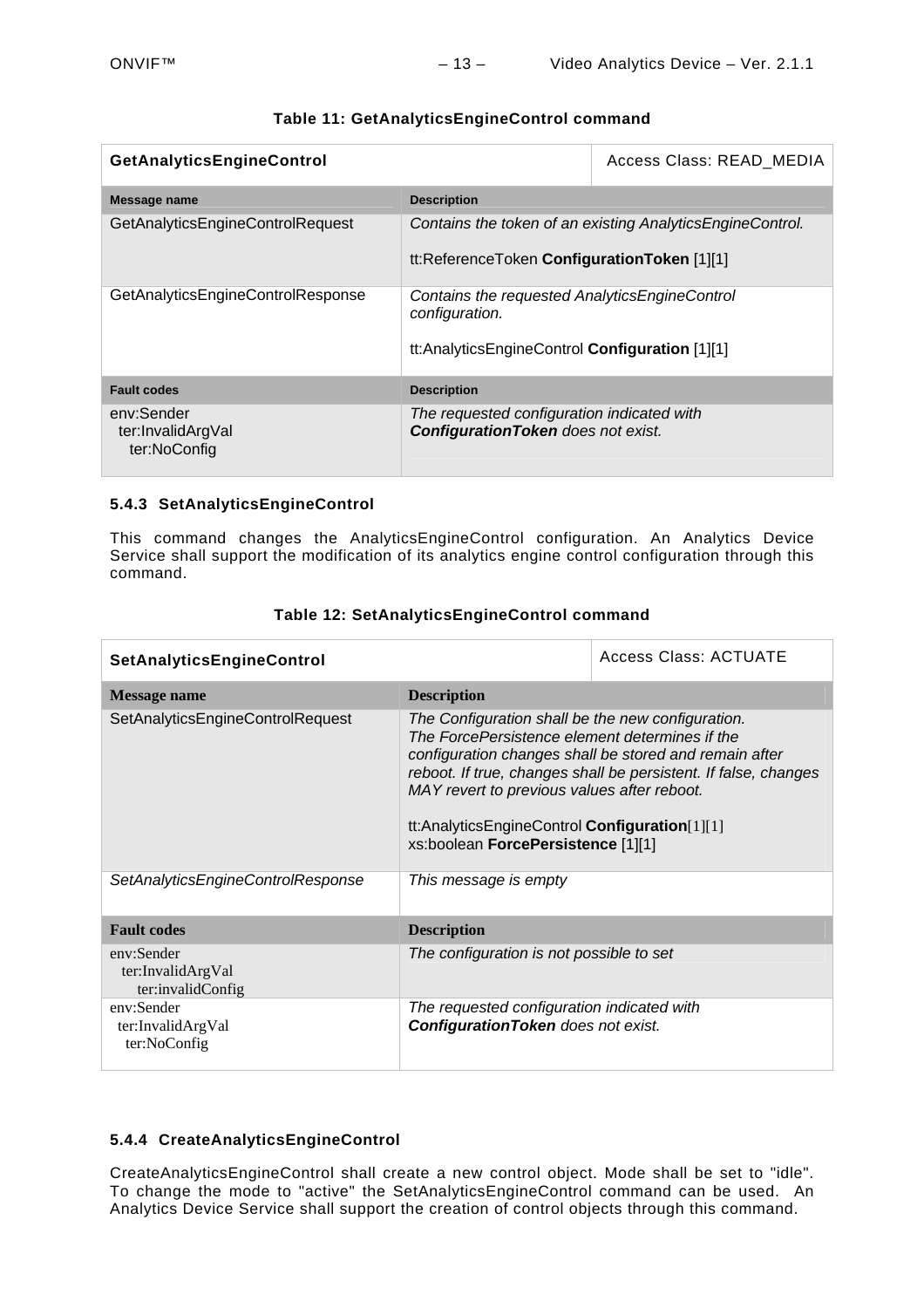**Table 11: GetAnalyticsEngineControl command**

| **GetAnalyticsEngineControl** | | Access Class: READ_MEDIA |
|---|---|---|
| **Message name** | **Description** | |
| GetAnalyticsEngineControlRequest | *Contains the token of an existing AnalyticsEngineControl.*<br><br>tt:ReferenceToken **ConfigurationToken** [1][1] | |
| GetAnalyticsEngineControlResponse | *Contains the requested AnalyticsEngineControl configuration.*<br><br>tt:AnalyticsEngineControl **Configuration** [1][1] | |
| **Fault codes** | **Description** | |
| env:Sender<br>ter:InvalidArgVal<br>ter:NoConfig | *The requested configuration indicated with **ConfigurationToken** does not exist.* | |

### 5.4.3 SetAnalyticsEngineControl

This command changes the AnalyticsEngineControl configuration. An Analytics Device Service shall support the modification of its analytics engine control configuration through this command.

**Table 12: SetAnalyticsEngineControl command**

| **SetAnalyticsEngineControl** | | Access Class: ACTUATE |
|---|---|---|
| **Message name** | **Description** | |
| SetAnalyticsEngineControlRequest | *The Configuration shall be the new configuration. The ForcePersistence element determines if the configuration changes shall be stored and remain after reboot. If true, changes shall be persistent. If false, changes MAY revert to previous values after reboot.*<br><br>tt:AnalyticsEngineControl **Configuration**[1][1]<br>xs:boolean **ForcePersistence** [1][1] | |
| *SetAnalyticsEngineControlResponse* | *This message is empty* | |
| **Fault codes** | **Description** | |
| env:Sender<br>ter:InvalidArgVal<br>ter:invalidConfig | *The configuration is not possible to set* | |
| env:Sender<br>ter:InvalidArgVal<br>ter:NoConfig | *The requested configuration indicated with **ConfigurationToken** does not exist.* | |

### 5.4.4 CreateAnalyticsEngineControl

CreateAnalyticsEngineControl shall create a new control object. Mode shall be set to "idle". To change the mode to "active" the SetAnalyticsEngineControl command can be used. An Analytics Device Service shall support the creation of control objects through this command.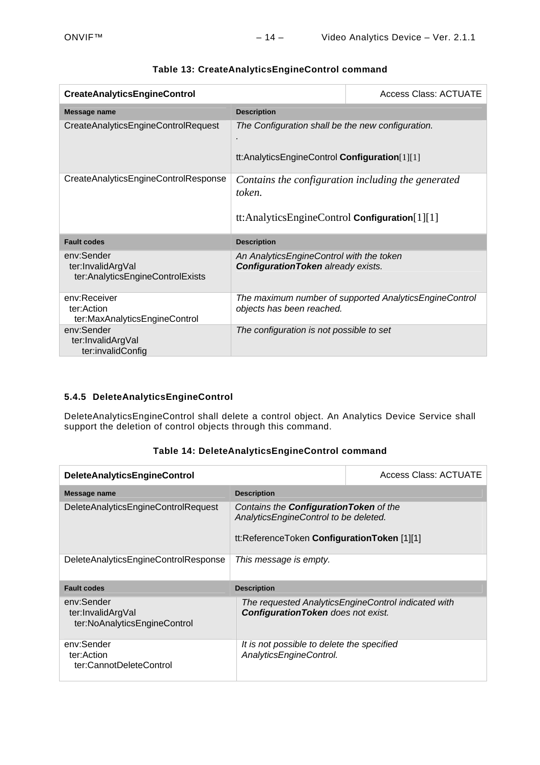**Table 13: CreateAnalyticsEngineControl command**

| **CreateAnalyticsEngineControl** | | Access Class: ACTUATE |
|---|---|---|
| **Message name** | **Description** | |
| CreateAnalyticsEngineControlRequest | *The Configuration shall be the new configuration.*<br>.<br><br>tt:AnalyticsEngineControl **Configuration**[1][1] | |
| CreateAnalyticsEngineControlResponse | *Contains the configuration including the generated token.*<br><br>tt:AnalyticsEngineControl **Configuration**[1][1] | |
| **Fault codes** | **Description** | |
| env:Sender<br>ter:InvalidArgVal<br>ter:AnalyticsEngineControlExists | *An AnalyticsEngineControl with the token **ConfigurationToken** already exists.* | |
| env:Receiver<br>ter:Action<br>ter:MaxAnalyticsEngineControl | *The maximum number of supported AnalyticsEngineControl objects has been reached.* | |
| env:Sender<br>ter:InvalidArgVal<br>ter:invalidConfig | *The configuration is not possible to set* | |

### 5.4.5 DeleteAnalyticsEngineControl

DeleteAnalyticsEngineControl shall delete a control object. An Analytics Device Service shall support the deletion of control objects through this command.

**Table 14: DeleteAnalyticsEngineControl command**

| **DeleteAnalyticsEngineControl** | | Access Class: ACTUATE |
|---|---|---|
| **Message name** | **Description** | |
| DeleteAnalyticsEngineControlRequest | *Contains the **ConfigurationToken** of the AnalyticsEngineControl to be deleted.*<br><br>tt:ReferenceToken **ConfigurationToken** [1][1] | |
| DeleteAnalyticsEngineControlResponse | *This message is empty.* | |
| **Fault codes** | **Description** | |
| env:Sender<br>ter:InvalidArgVal<br>ter:NoAnalyticsEngineControl | *The requested AnalyticsEngineControl indicated with **ConfigurationToken** does not exist.* | |
| env:Sender<br>ter:Action<br>ter:CannotDeleteControl | *It is not possible to delete the specified AnalyticsEngineControl.* | |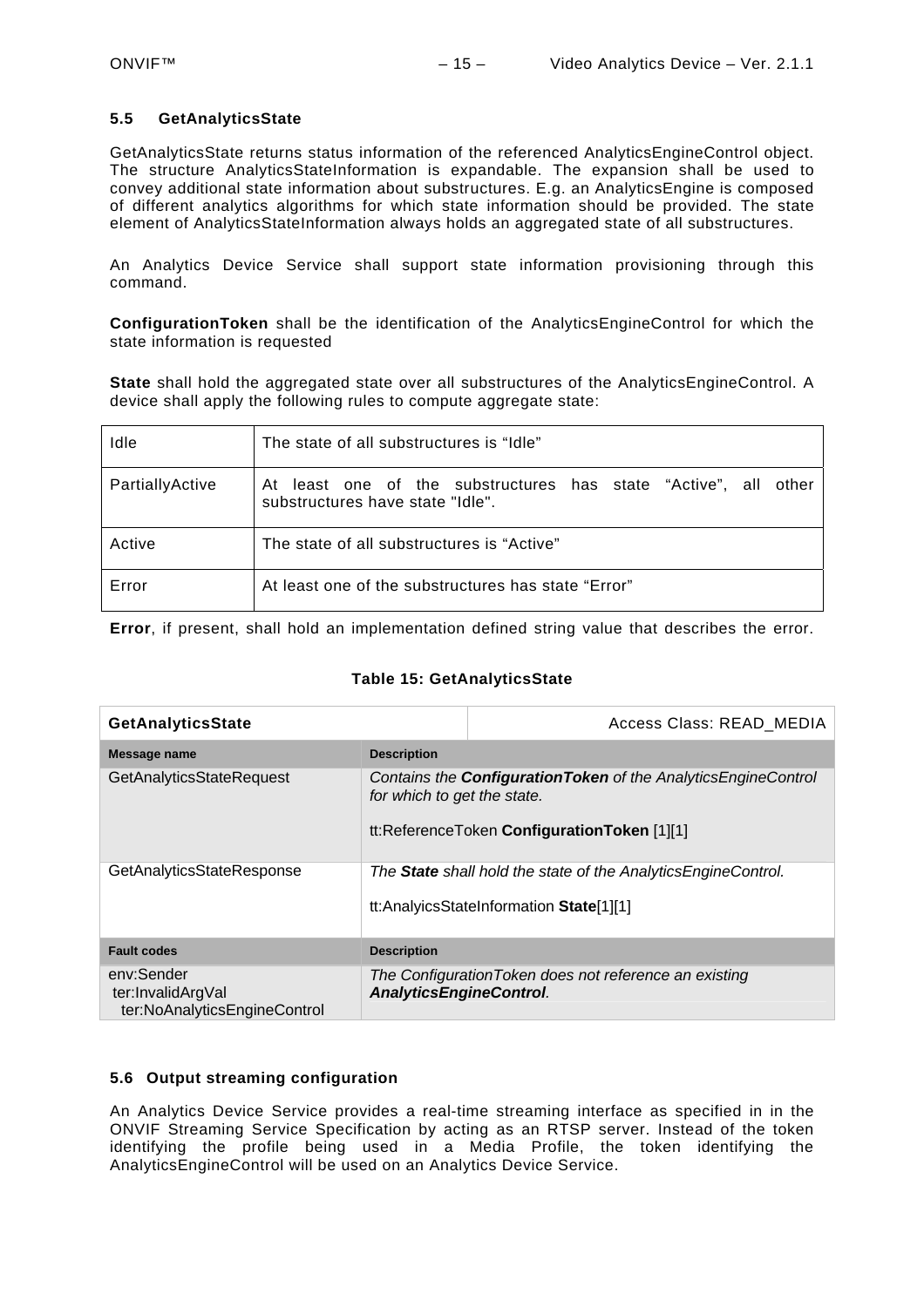## 5.5 GetAnalyticsState

GetAnalyticsState returns status information of the referenced AnalyticsEngineControl object. The structure AnalyticsStateInformation is expandable. The expansion shall be used to convey additional state information about substructures. E.g. an AnalyticsEngine is composed of different analytics algorithms for which state information should be provided. The state element of AnalyticsStateInformation always holds an aggregated state of all substructures.

An Analytics Device Service shall support state information provisioning through this command.

**ConfigurationToken** shall be the identification of the AnalyticsEngineControl for which the state information is requested

**State** shall hold the aggregated state over all substructures of the AnalyticsEngineControl. A device shall apply the following rules to compute aggregate state:

| | |
|---|---|
| Idle | The state of all substructures is "Idle" |
| PartiallyActive | At least one of the substructures has state "Active", all other substructures have state "Idle". |
| Active | The state of all substructures is "Active" |
| Error | At least one of the substructures has state "Error" |

**Error**, if present, shall hold an implementation defined string value that describes the error.

**Table 15: GetAnalyticsState**

| **GetAnalyticsState** | Access Class: READ_MEDIA |
|---|---|
| **Message name** | **Description** |
| GetAnalyticsStateRequest | *Contains the **ConfigurationToken** of the AnalyticsEngineControl for which to get the state.*<br><br>tt:ReferenceToken **ConfigurationToken** [1][1] |
| GetAnalyticsStateResponse | *The **State** shall hold the state of the AnalyticsEngineControl.*<br><br>tt:AnalyicsStateInformation **State**[1][1] |
| **Fault codes** | **Description** |
| env:Sender<br>ter:InvalidArgVal<br>ter:NoAnalyticsEngineControl | *The ConfigurationToken does not reference an existing **AnalyticsEngineControl**.* |

## 5.6 Output streaming configuration

An Analytics Device Service provides a real-time streaming interface as specified in in the ONVIF Streaming Service Specification by acting as an RTSP server. Instead of the token identifying the profile being used in a Media Profile, the token identifying the AnalyticsEngineControl will be used on an Analytics Device Service.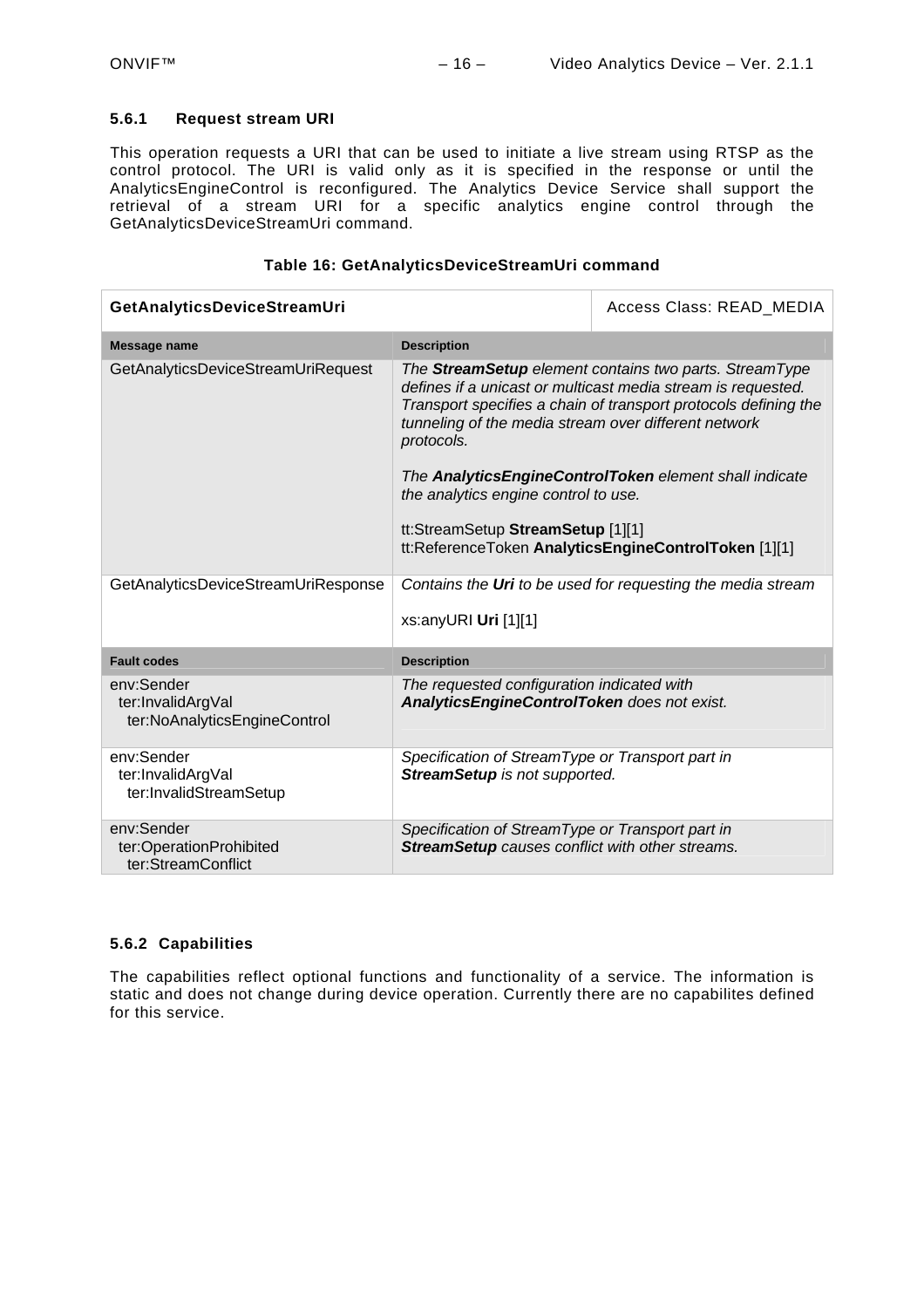### 5.6.1 Request stream URI

This operation requests a URI that can be used to initiate a live stream using RTSP as the control protocol. The URI is valid only as it is specified in the response or until the AnalyticsEngineControl is reconfigured. The Analytics Device Service shall support the retrieval of a stream URI for a specific analytics engine control through the GetAnalyticsDeviceStreamUri command.

**Table 16: GetAnalyticsDeviceStreamUri command**

| **GetAnalyticsDeviceStreamUri** | | Access Class: READ_MEDIA |
|---|---|---|
| **Message name** | **Description** | |
| GetAnalyticsDeviceStreamUriRequest | *The **StreamSetup** element contains two parts. StreamType defines if a unicast or multicast media stream is requested. Transport specifies a chain of transport protocols defining the tunneling of the media stream over different network protocols.*<br><br>*The **AnalyticsEngineControlToken** element shall indicate the analytics engine control to use.*<br><br>tt:StreamSetup **StreamSetup** [1][1]<br>tt:ReferenceToken **AnalyticsEngineControlToken** [1][1] | |
| GetAnalyticsDeviceStreamUriResponse | *Contains the **Uri** to be used for requesting the media stream*<br><br>xs:anyURI **Uri** [1][1] | |
| **Fault codes** | **Description** | |
| env:Sender<br>ter:InvalidArgVal<br>ter:NoAnalyticsEngineControl | *The requested configuration indicated with **AnalyticsEngineControlToken** does not exist.* | |
| env:Sender<br>ter:InvalidArgVal<br>ter:InvalidStreamSetup | *Specification of StreamType or Transport part in **StreamSetup** is not supported.* | |
| env:Sender<br>ter:OperationProhibited<br>ter:StreamConflict | *Specification of StreamType or Transport part in **StreamSetup** causes conflict with other streams.* | |

### 5.6.2 Capabilities

The capabilities reflect optional functions and functionality of a service. The information is static and does not change during device operation. Currently there are no capabilites defined for this service.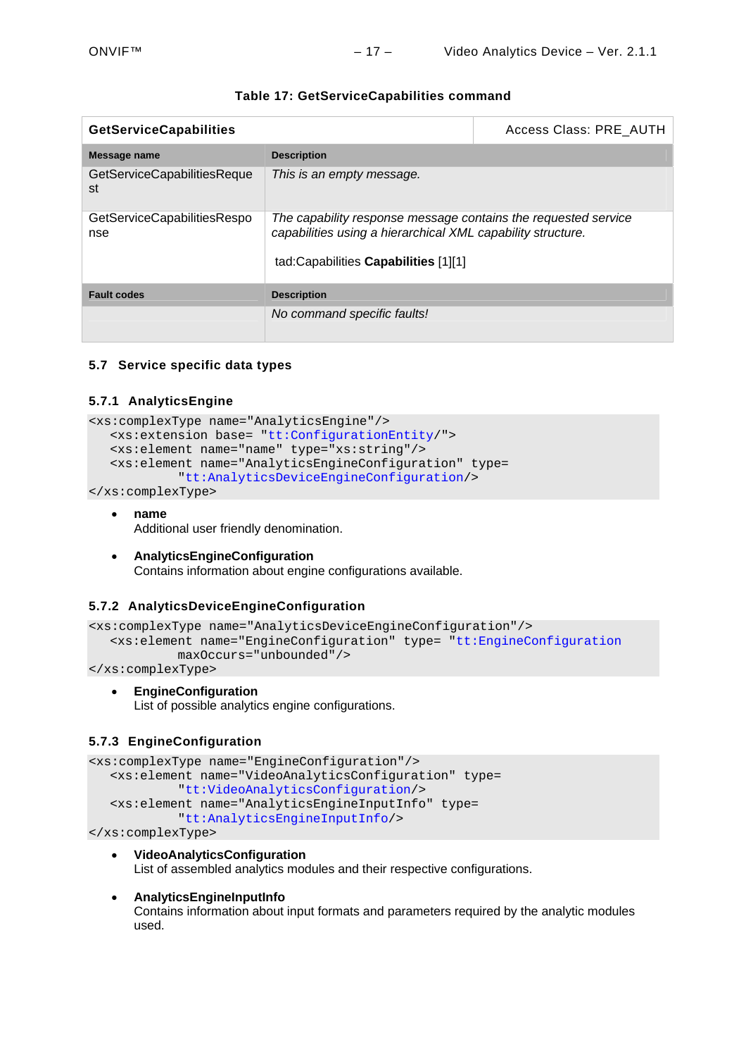**Table 17: GetServiceCapabilities command**

| GetServiceCapabilities | Access Class: PRE_AUTH |
|---|---|
| **Message name** | **Description** |
| GetServiceCapabilitiesRequest | *This is an empty message.* |
| GetServiceCapabilitiesResponse | *The capability response message contains the requested service capabilities using a hierarchical XML capability structure.*<br><br>tad:Capabilities **Capabilities** [1][1] |
| **Fault codes** | **Description** |
| | *No command specific faults!* |

### 5.7 Service specific data types

#### 5.7.1 AnalyticsEngine

```
<xs:complexType name="AnalyticsEngine"/>
   <xs:extension base= "tt:ConfigurationEntity/">
   <xs:element name="name" type="xs:string"/>
   <xs:element name="AnalyticsEngineConfiguration" type=
            "tt:AnalyticsDeviceEngineConfiguration/>
</xs:complexType>
```

- **name**
  Additional user friendly denomination.

- **AnalyticsEngineConfiguration**
  Contains information about engine configurations available.

#### 5.7.2 AnalyticsDeviceEngineConfiguration

```
<xs:complexType name="AnalyticsDeviceEngineConfiguration"/>
   <xs:element name="EngineConfiguration" type= "tt:EngineConfiguration
            maxOccurs="unbounded"/>
</xs:complexType>
```

- **EngineConfiguration**
  List of possible analytics engine configurations.

#### 5.7.3 EngineConfiguration

```
<xs:complexType name="EngineConfiguration"/>
   <xs:element name="VideoAnalyticsConfiguration" type=
            "tt:VideoAnalyticsConfiguration/>
   <xs:element name="AnalyticsEngineInputInfo" type=
            "tt:AnalyticsEngineInputInfo/>
</xs:complexType>
```

- **VideoAnalyticsConfiguration**
  List of assembled analytics modules and their respective configurations.

- **AnalyticsEngineInputInfo**
  Contains information about input formats and parameters required by the analytic modules used.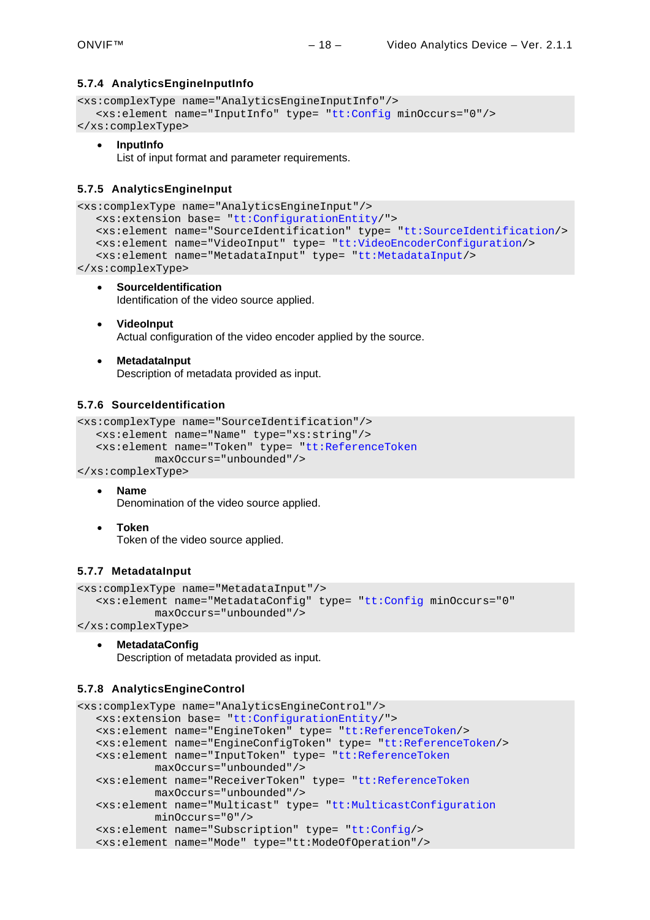### 5.7.4 AnalyticsEngineInputInfo

```
<xs:complexType name="AnalyticsEngineInputInfo"/>
   <xs:element name="InputInfo" type= "tt:Config minOccurs="0"/>
</xs:complexType>
```

- **InputInfo**
  List of input format and parameter requirements.

### 5.7.5 AnalyticsEngineInput

```
<xs:complexType name="AnalyticsEngineInput"/>
   <xs:extension base= "tt:ConfigurationEntity/">
   <xs:element name="SourceIdentification" type= "tt:SourceIdentification/>
   <xs:element name="VideoInput" type= "tt:VideoEncoderConfiguration/>
   <xs:element name="MetadataInput" type= "tt:MetadataInput/>
</xs:complexType>
```

- **SourceIdentification**
  Identification of the video source applied.

- **VideoInput**
  Actual configuration of the video encoder applied by the source.

- **MetadataInput**
  Description of metadata provided as input.

### 5.7.6 SourceIdentification

```
<xs:complexType name="SourceIdentification"/>
   <xs:element name="Name" type="xs:string"/>
   <xs:element name="Token" type= "tt:ReferenceToken
            maxOccurs="unbounded"/>
</xs:complexType>
```

- **Name**
  Denomination of the video source applied.

- **Token**
  Token of the video source applied.

### 5.7.7 MetadataInput

```
<xs:complexType name="MetadataInput"/>
   <xs:element name="MetadataConfig" type= "tt:Config minOccurs="0"
            maxOccurs="unbounded"/>
</xs:complexType>
```

- **MetadataConfig**
  Description of metadata provided as input.

### 5.7.8 AnalyticsEngineControl

```
<xs:complexType name="AnalyticsEngineControl"/>
   <xs:extension base= "tt:ConfigurationEntity/">
   <xs:element name="EngineToken" type= "tt:ReferenceToken/>
   <xs:element name="EngineConfigToken" type= "tt:ReferenceToken/>
   <xs:element name="InputToken" type= "tt:ReferenceToken
            maxOccurs="unbounded"/>
   <xs:element name="ReceiverToken" type= "tt:ReferenceToken
            maxOccurs="unbounded"/>
   <xs:element name="Multicast" type= "tt:MulticastConfiguration
            minOccurs="0"/>
   <xs:element name="Subscription" type= "tt:Config/>
   <xs:element name="Mode" type="tt:ModeOfOperation"/>
```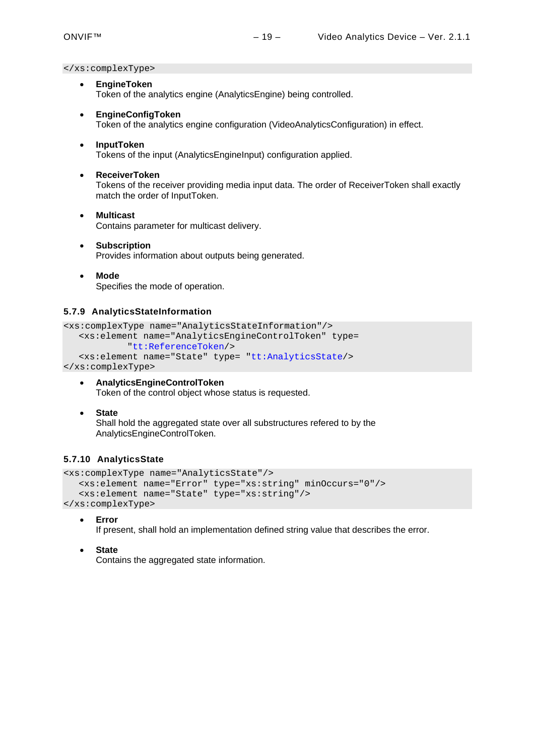```
</xs:complexType>
```

- **EngineToken**
  Token of the analytics engine (AnalyticsEngine) being controlled.

- **EngineConfigToken**
  Token of the analytics engine configuration (VideoAnalyticsConfiguration) in effect.

- **InputToken**
  Tokens of the input (AnalyticsEngineInput) configuration applied.

- **ReceiverToken**
  Tokens of the receiver providing media input data. The order of ReceiverToken shall exactly match the order of InputToken.

- **Multicast**
  Contains parameter for multicast delivery.

- **Subscription**
  Provides information about outputs being generated.

- **Mode**
  Specifies the mode of operation.

### 5.7.9 AnalyticsStateInformation

```
<xs:complexType name="AnalyticsStateInformation"/>
   <xs:element name="AnalyticsEngineControlToken" type=
          "tt:ReferenceToken/>
   <xs:element name="State" type= "tt:AnalyticsState/>
</xs:complexType>
```

- **AnalyticsEngineControlToken**
  Token of the control object whose status is requested.

- **State**
  Shall hold the aggregated state over all substructures refered to by the AnalyticsEngineControlToken.

### 5.7.10 AnalyticsState

```
<xs:complexType name="AnalyticsState"/>
   <xs:element name="Error" type="xs:string" minOccurs="0"/>
   <xs:element name="State" type="xs:string"/>
</xs:complexType>
```

- **Error**
  If present, shall hold an implementation defined string value that describes the error.

- **State**
  Contains the aggregated state information.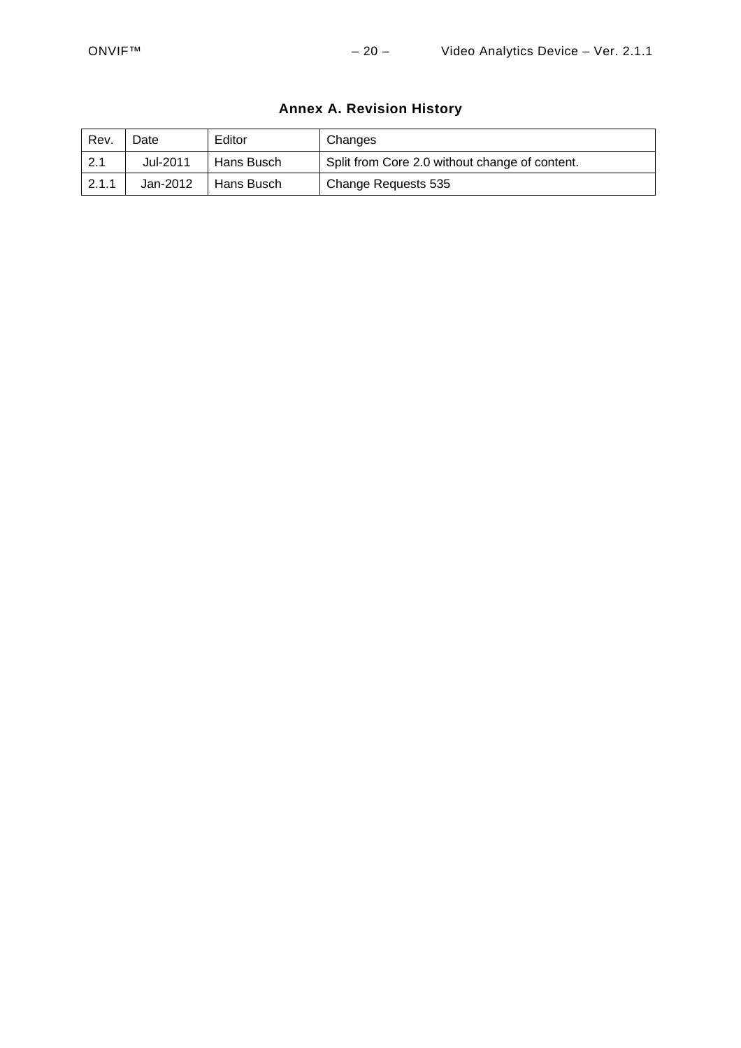# Annex A. Revision History

| Rev. | Date | Editor | Changes |
|---|---|---|---|
| 2.1 | Jul-2011 | Hans Busch | Split from Core 2.0 without change of content. |
| 2.1.1 | Jan-2012 | Hans Busch | Change Requests 535 |